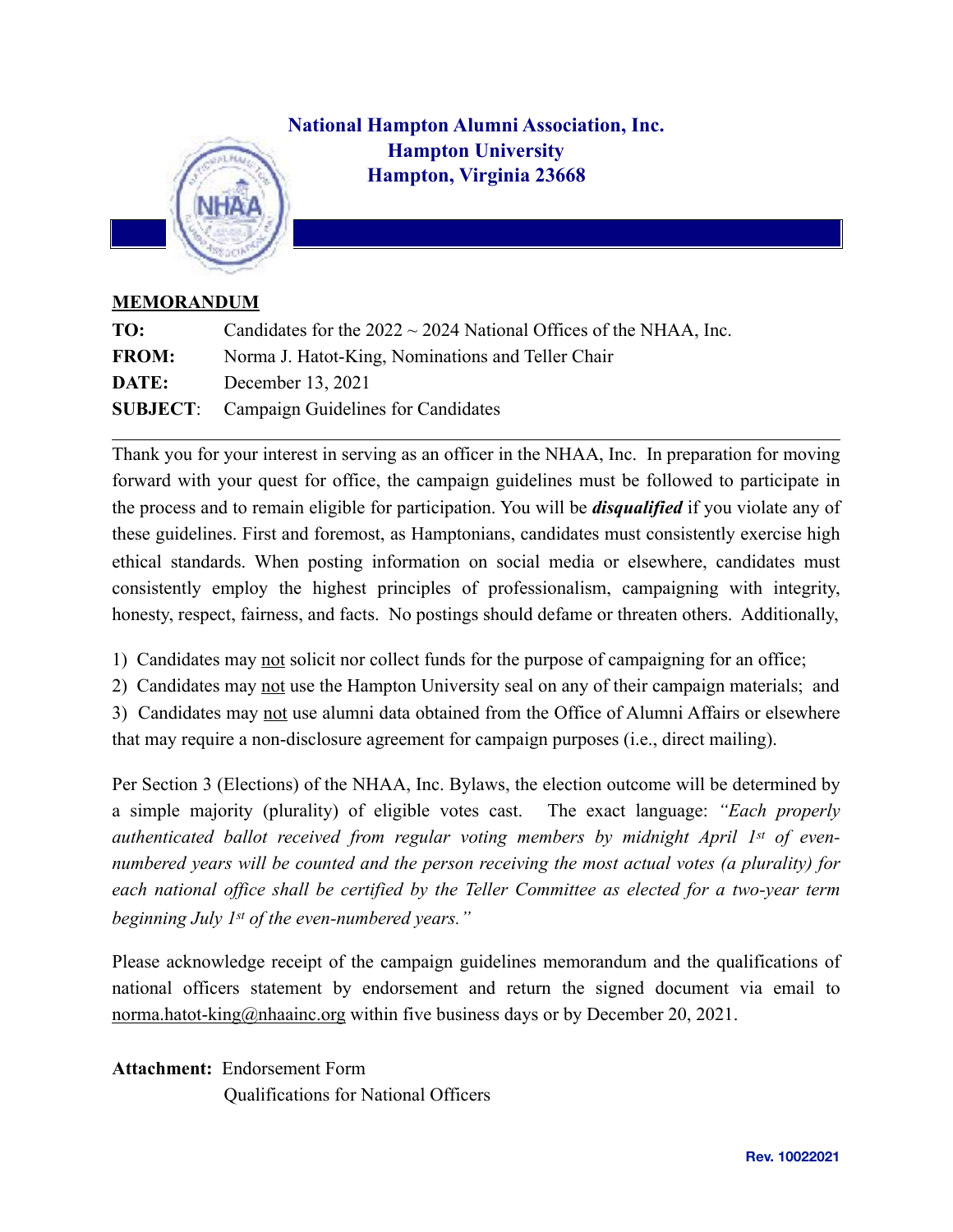**National Hampton Alumni Association, Inc.**
**Hampton University**
**Hampton, Virginia 23668**

## MEMORANDUM

**TO:** Candidates for the 2022 ~ 2024 National Offices of the NHAA, Inc.
**FROM:** Norma J. Hatot-King, Nominations and Teller Chair
**DATE:** December 13, 2021
**SUBJECT**: Campaign Guidelines for Candidates

---

Thank you for your interest in serving as an officer in the NHAA, Inc. In preparation for moving forward with your quest for office, the campaign guidelines must be followed to participate in the process and to remain eligible for participation. You will be ***disqualified*** if you violate any of these guidelines. First and foremost, as Hamptonians, candidates must consistently exercise high ethical standards. When posting information on social media or elsewhere, candidates must consistently employ the highest principles of professionalism, campaigning with integrity, honesty, respect, fairness, and facts. No postings should defame or threaten others. Additionally,

1) Candidates may not solicit nor collect funds for the purpose of campaigning for an office;
2) Candidates may not use the Hampton University seal on any of their campaign materials; and
3) Candidates may not use alumni data obtained from the Office of Alumni Affairs or elsewhere that may require a non-disclosure agreement for campaign purposes (i.e., direct mailing).

Per Section 3 (Elections) of the NHAA, Inc. Bylaws, the election outcome will be determined by a simple majority (plurality) of eligible votes cast. The exact language: *"Each properly authenticated ballot received from regular voting members by midnight April 1st of even-numbered years will be counted and the person receiving the most actual votes (a plurality) for each national office shall be certified by the Teller Committee as elected for a two-year term beginning July 1st of the even-numbered years."*

Please acknowledge receipt of the campaign guidelines memorandum and the qualifications of national officers statement by endorsement and return the signed document via email to norma.hatot-king@nhaainc.org within five business days or by December 20, 2021.

**Attachment:** Endorsement Form
Qualifications for National Officers

Rev. 10022021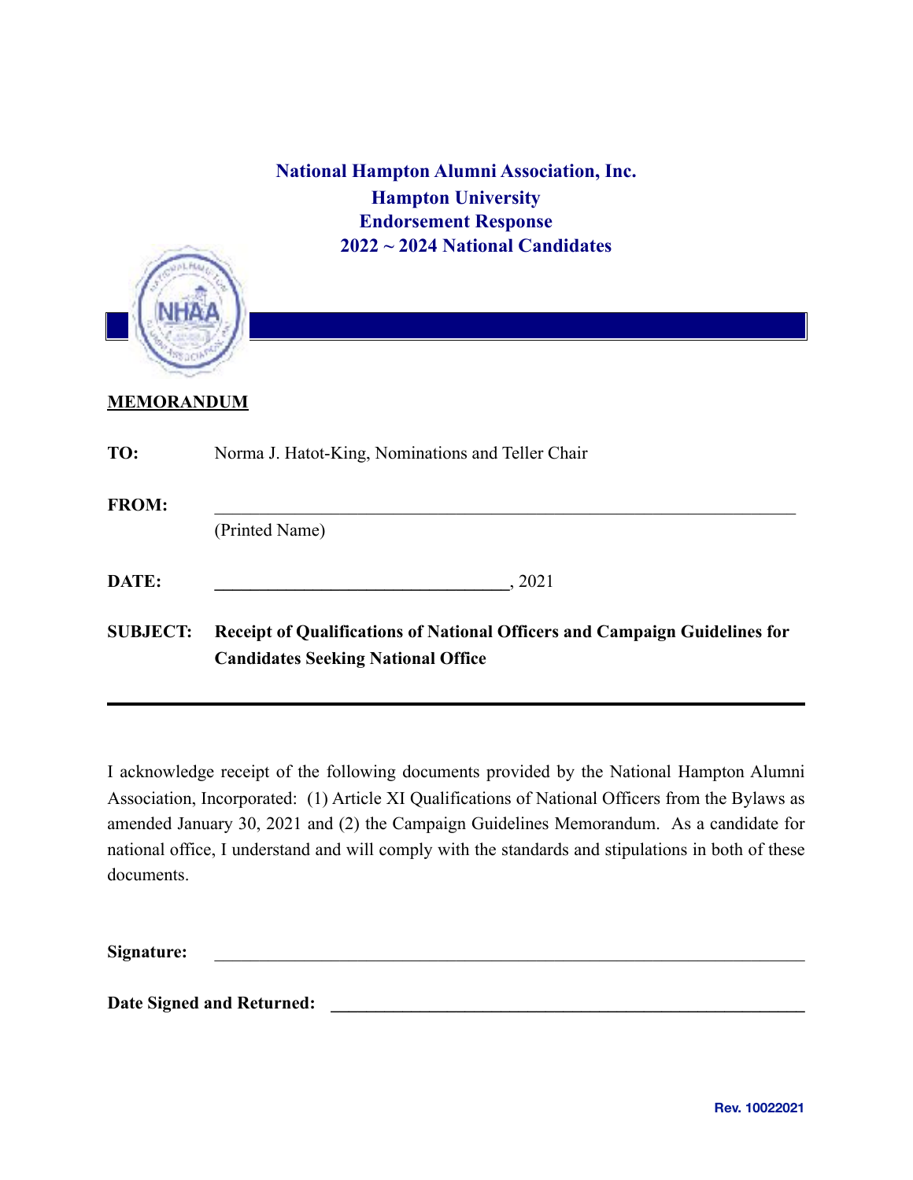# National Hampton Alumni Association, Inc.
## Hampton University
## Endorsement Response
## 2022 ~ 2024 National Candidates

**MEMORANDUM**

**TO:** Norma J. Hatot-King, Nominations and Teller Chair

**FROM:** ____________________________________________________________
(Printed Name)

**DATE:** ________________________________, 2021

**SUBJECT:** **Receipt of Qualifications of National Officers and Campaign Guidelines for Candidates Seeking National Office**

---

I acknowledge receipt of the following documents provided by the National Hampton Alumni Association, Incorporated: (1) Article XI Qualifications of National Officers from the Bylaws as amended January 30, 2021 and (2) the Campaign Guidelines Memorandum. As a candidate for national office, I understand and will comply with the standards and stipulations in both of these documents.

**Signature:** ____________________________________________________________

**Date Signed and Returned:** ____________________________________________

Rev. 10022021